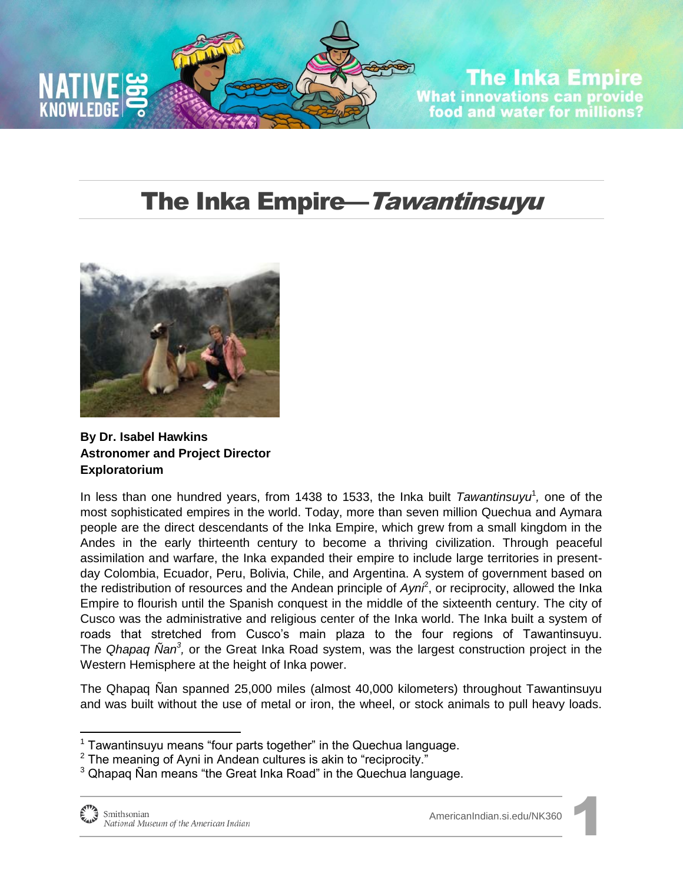# The Inka Empire—*Tawantinsuyu*

**By Dr. Isabel Hawkins**
**Astronomer and Project Director**
**Exploratorium**

In less than one hundred years, from 1438 to 1533, the Inka built *Tawantinsuyu*[1], one of the most sophisticated empires in the world. Today, more than seven million Quechua and Aymara people are the direct descendants of the Inka Empire, which grew from a small kingdom in the Andes in the early thirteenth century to become a thriving civilization. Through peaceful assimilation and warfare, the Inka expanded their empire to include large territories in present-day Colombia, Ecuador, Peru, Bolivia, Chile, and Argentina. A system of government based on the redistribution of resources and the Andean principle of *Ayni*[2], or reciprocity, allowed the Inka Empire to flourish until the Spanish conquest in the middle of the sixteenth century. The city of Cusco was the administrative and religious center of the Inka world. The Inka built a system of roads that stretched from Cusco's main plaza to the four regions of Tawantinsuyu. The *Qhapaq Ñan*[3], or the Great Inka Road system, was the largest construction project in the Western Hemisphere at the height of Inka power.

The Qhapaq Ñan spanned 25,000 miles (almost 40,000 kilometers) throughout Tawantinsuyu and was built without the use of metal or iron, the wheel, or stock animals to pull heavy loads.

---

[1] Tawantinsuyu means "four parts together" in the Quechua language.
[2] The meaning of Ayni in Andean cultures is akin to "reciprocity."
[3] Qhapaq Ñan means "the Great Inka Road" in the Quechua language.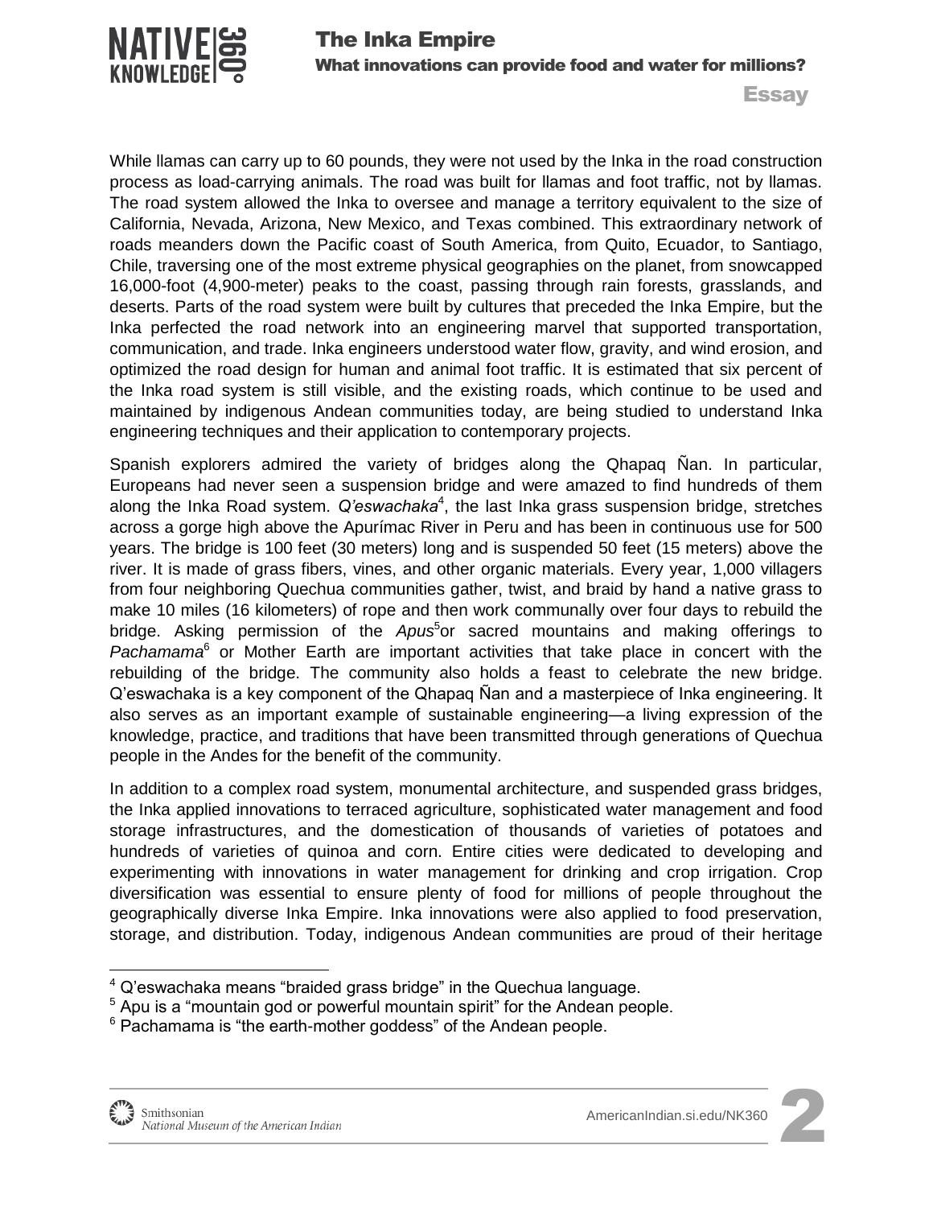While llamas can carry up to 60 pounds, they were not used by the Inka in the road construction process as load-carrying animals. The road was built for llamas and foot traffic, not by llamas. The road system allowed the Inka to oversee and manage a territory equivalent to the size of California, Nevada, Arizona, New Mexico, and Texas combined. This extraordinary network of roads meanders down the Pacific coast of South America, from Quito, Ecuador, to Santiago, Chile, traversing one of the most extreme physical geographies on the planet, from snowcapped 16,000-foot (4,900-meter) peaks to the coast, passing through rain forests, grasslands, and deserts. Parts of the road system were built by cultures that preceded the Inka Empire, but the Inka perfected the road network into an engineering marvel that supported transportation, communication, and trade. Inka engineers understood water flow, gravity, and wind erosion, and optimized the road design for human and animal foot traffic. It is estimated that six percent of the Inka road system is still visible, and the existing roads, which continue to be used and maintained by indigenous Andean communities today, are being studied to understand Inka engineering techniques and their application to contemporary projects.

Spanish explorers admired the variety of bridges along the Qhapaq Ñan. In particular, Europeans had never seen a suspension bridge and were amazed to find hundreds of them along the Inka Road system. *Q'eswachaka*[4], the last Inka grass suspension bridge, stretches across a gorge high above the Apurímac River in Peru and has been in continuous use for 500 years. The bridge is 100 feet (30 meters) long and is suspended 50 feet (15 meters) above the river. It is made of grass fibers, vines, and other organic materials. Every year, 1,000 villagers from four neighboring Quechua communities gather, twist, and braid by hand a native grass to make 10 miles (16 kilometers) of rope and then work communally over four days to rebuild the bridge. Asking permission of the *Apus*[5] or sacred mountains and making offerings to *Pachamama*[6] or Mother Earth are important activities that take place in concert with the rebuilding of the bridge. The community also holds a feast to celebrate the new bridge. Q'eswachaka is a key component of the Qhapaq Ñan and a masterpiece of Inka engineering. It also serves as an important example of sustainable engineering—a living expression of the knowledge, practice, and traditions that have been transmitted through generations of Quechua people in the Andes for the benefit of the community.

In addition to a complex road system, monumental architecture, and suspended grass bridges, the Inka applied innovations to terraced agriculture, sophisticated water management and food storage infrastructures, and the domestication of thousands of varieties of potatoes and hundreds of varieties of quinoa and corn. Entire cities were dedicated to developing and experimenting with innovations in water management for drinking and crop irrigation. Crop diversification was essential to ensure plenty of food for millions of people throughout the geographically diverse Inka Empire. Inka innovations were also applied to food preservation, storage, and distribution. Today, indigenous Andean communities are proud of their heritage

---

[4] Q'eswachaka means "braided grass bridge" in the Quechua language.

[5] Apu is a "mountain god or powerful mountain spirit" for the Andean people.

[6] Pachamama is "the earth-mother goddess" of the Andean people.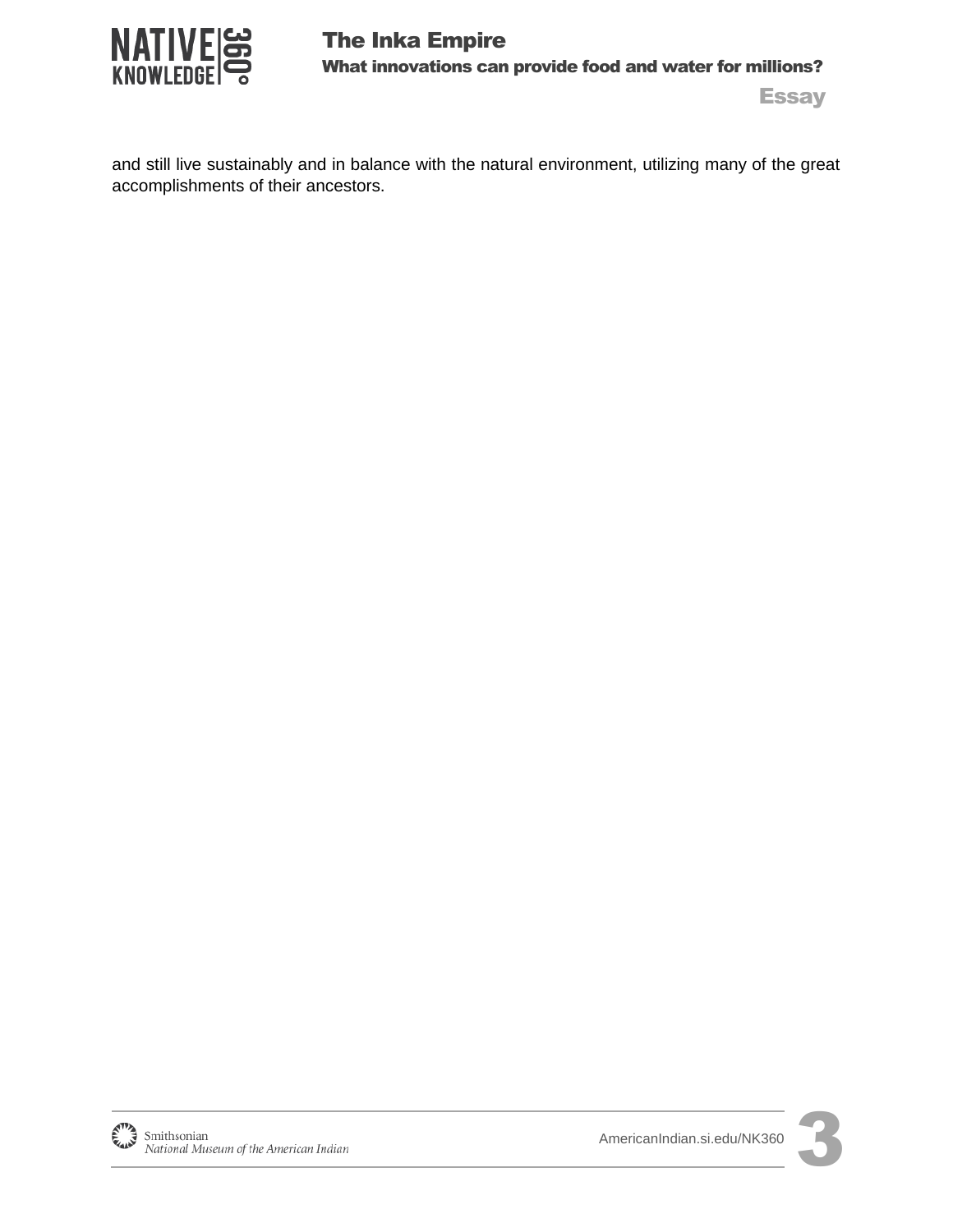and still live sustainably and in balance with the natural environment, utilizing many of the great accomplishments of their ancestors.